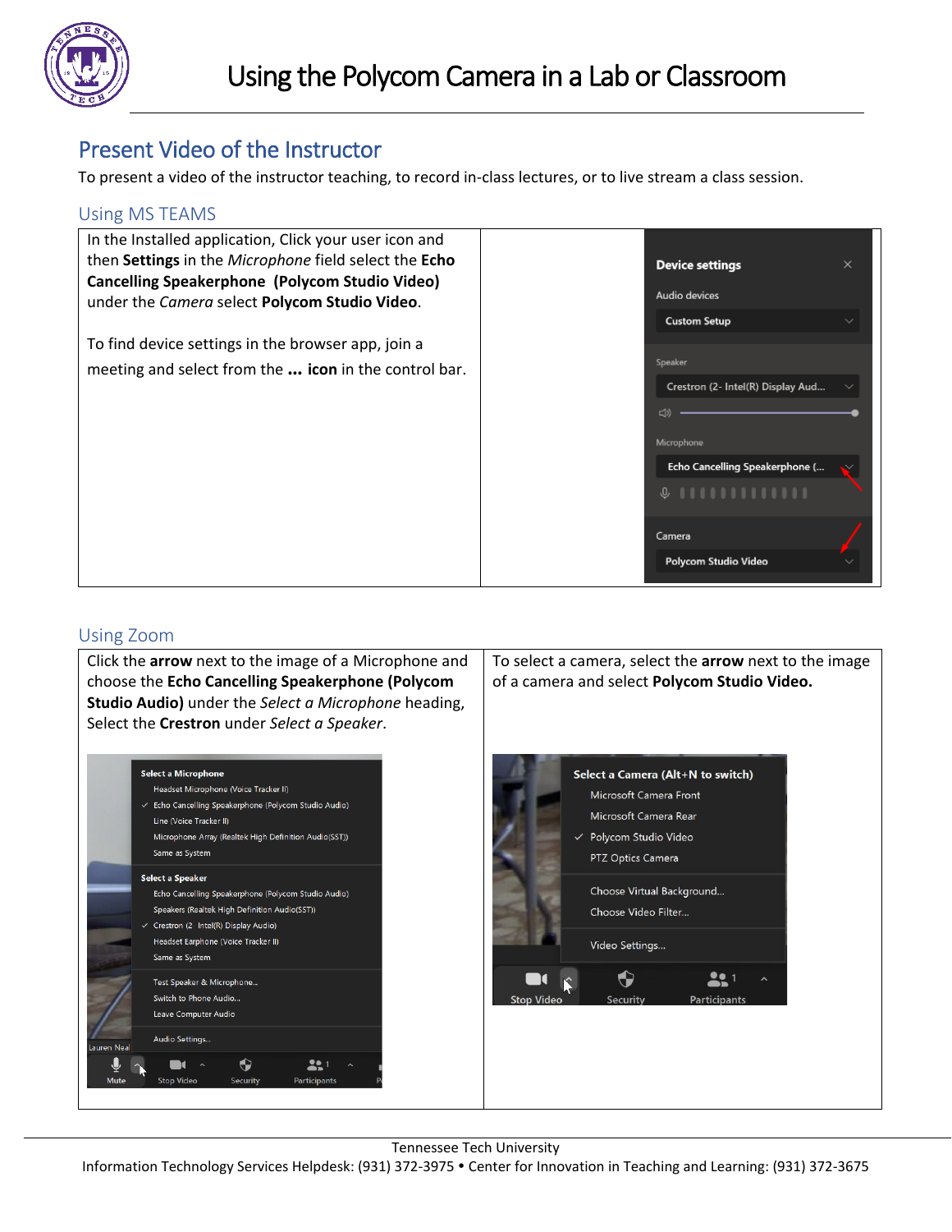# Using the Polycom Camera in a Lab or Classroom

## Present Video of the Instructor

To present a video of the instructor teaching, to record in-class lectures, or to live stream a class session.

### Using MS TEAMS

In the Installed application, Click your user icon and then **Settings** in the *Microphone* field select the **Echo Cancelling Speakerphone (Polycom Studio Video)** under the *Camera* select **Polycom Studio Video**.

To find device settings in the browser app, join a meeting and select from the **... icon** in the control bar.

### Using Zoom

Click the **arrow** next to the image of a Microphone and choose the **Echo Cancelling Speakerphone (Polycom Studio Audio)** under the *Select a Microphone* heading, Select the **Crestron** under *Select a Speaker*.

To select a camera, select the **arrow** next to the image of a camera and select **Polycom Studio Video.**

Tennessee Tech University

Information Technology Services Helpdesk: (931) 372-3975 • Center for Innovation in Teaching and Learning: (931) 372-3675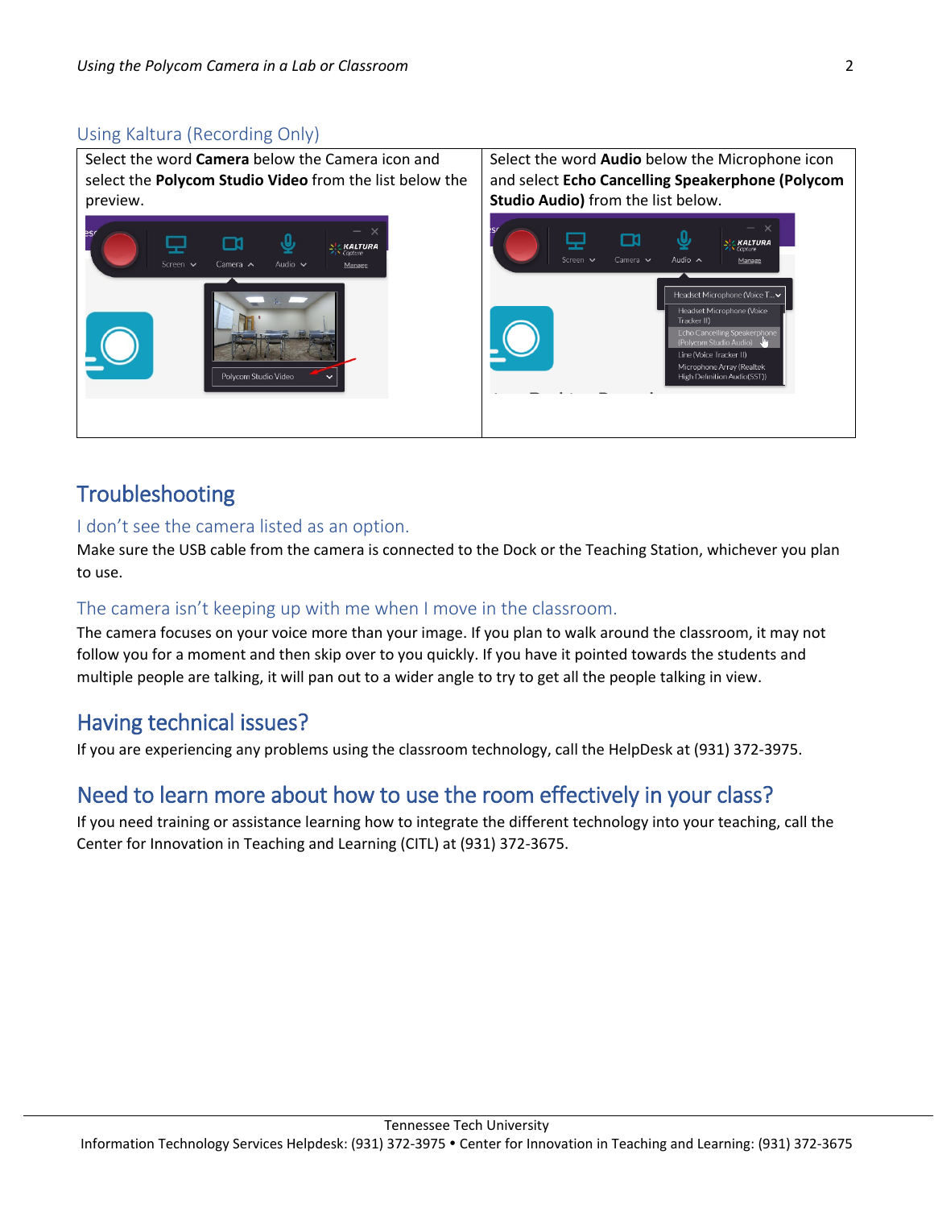## Using Kaltura (Recording Only)

| | |
|---|---|
| Select the word **Camera** below the Camera icon and select the **Polycom Studio Video** from the list below the preview. | Select the word **Audio** below the Microphone icon and select **Echo Cancelling Speakerphone (Polycom Studio Audio)** from the list below. |

# Troubleshooting

### I don't see the camera listed as an option.

Make sure the USB cable from the camera is connected to the Dock or the Teaching Station, whichever you plan to use.

### The camera isn't keeping up with me when I move in the classroom.

The camera focuses on your voice more than your image. If you plan to walk around the classroom, it may not follow you for a moment and then skip over to you quickly. If you have it pointed towards the students and multiple people are talking, it will pan out to a wider angle to try to get all the people talking in view.

# Having technical issues?

If you are experiencing any problems using the classroom technology, call the HelpDesk at (931) 372-3975.

# Need to learn more about how to use the room effectively in your class?

If you need training or assistance learning how to integrate the different technology into your teaching, call the Center for Innovation in Teaching and Learning (CITL) at (931) 372-3675.